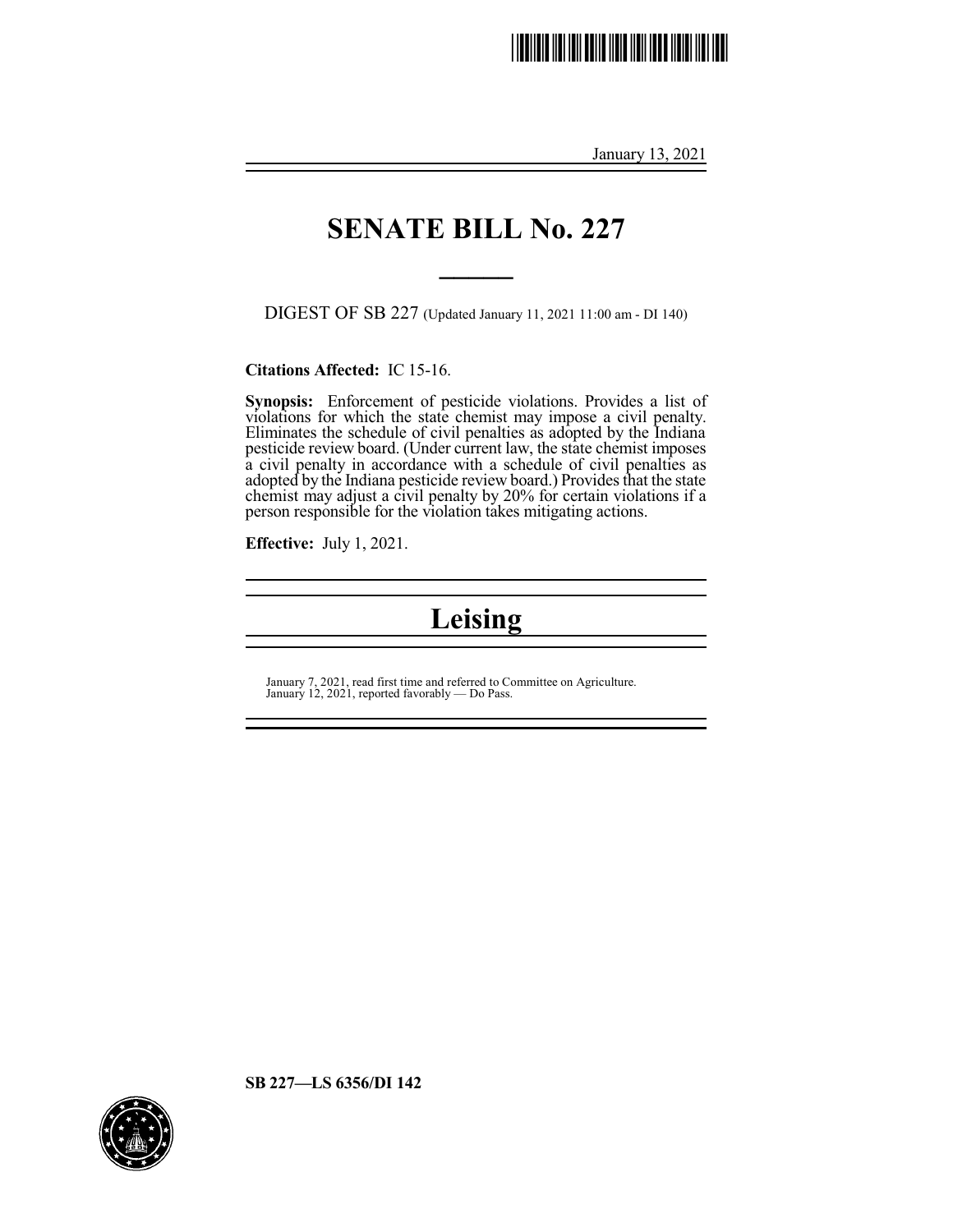January 13, 2021

# SENATE BILL No. 227

DIGEST OF SB 227 (Updated January 11, 2021 11:00 am - DI 140)

**Citations Affected:** IC 15-16.

**Synopsis:** Enforcement of pesticide violations. Provides a list of violations for which the state chemist may impose a civil penalty. Eliminates the schedule of civil penalties as adopted by the Indiana pesticide review board. (Under current law, the state chemist imposes a civil penalty in accordance with a schedule of civil penalties as adopted by the Indiana pesticide review board.) Provides that the state chemist may adjust a civil penalty by 20% for certain violations if a person responsible for the violation takes mitigating actions.

**Effective:** July 1, 2021.

## Leising

January 7, 2021, read first time and referred to Committee on Agriculture.
January 12, 2021, reported favorably — Do Pass.

**SB 227—LS 6356/DI 142**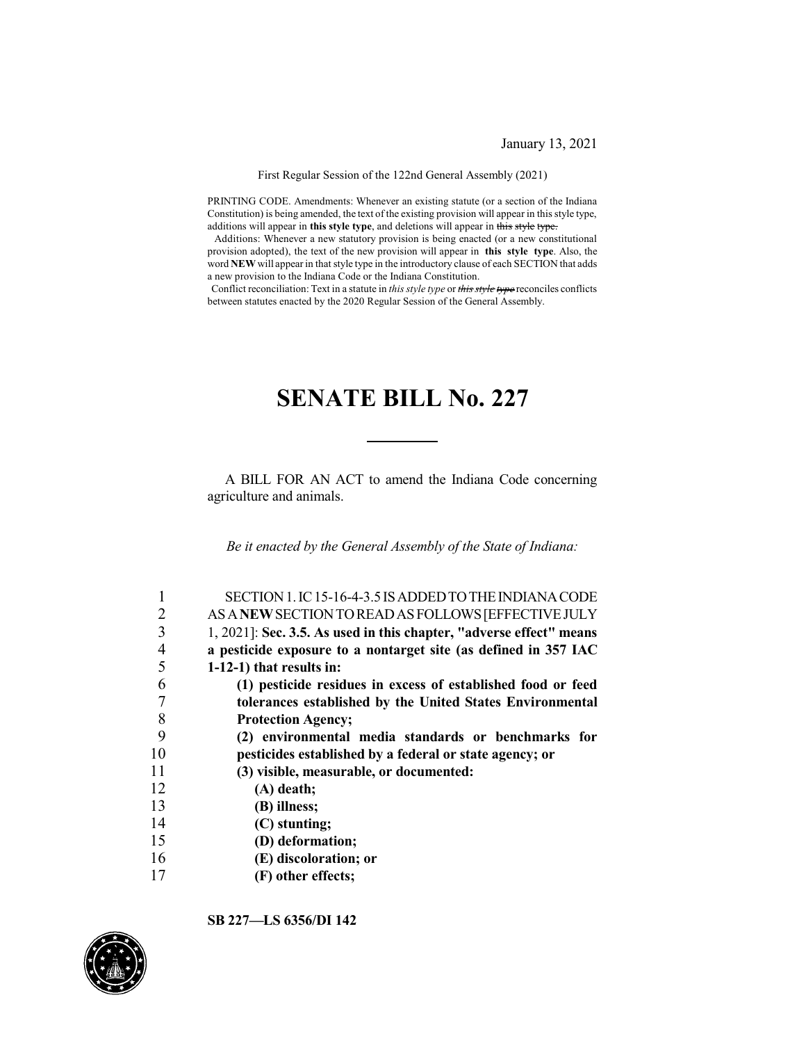January 13, 2021

First Regular Session of the 122nd General Assembly (2021)

PRINTING CODE. Amendments: Whenever an existing statute (or a section of the Indiana Constitution) is being amended, the text of the existing provision will appear in this style type, additions will appear in **this style type**, and deletions will appear in ~~this style type.~~

Additions: Whenever a new statutory provision is being enacted (or a new constitutional provision adopted), the text of the new provision will appear in **this style type**. Also, the word **NEW** will appear in that style type in the introductory clause of each SECTION that adds a new provision to the Indiana Code or the Indiana Constitution.

Conflict reconciliation: Text in a statute in *this style type* or ~~*this style type*~~ reconciles conflicts between statutes enacted by the 2020 Regular Session of the General Assembly.

# SENATE BILL No. 227

A BILL FOR AN ACT to amend the Indiana Code concerning agriculture and animals.

*Be it enacted by the General Assembly of the State of Indiana:*

1 SECTION 1. IC 15-16-4-3.5 IS ADDED TO THE INDIANA CODE
2 AS A **NEW** SECTION TO READ AS FOLLOWS [EFFECTIVE JULY
3 1, 2021]: **Sec. 3.5. As used in this chapter, "adverse effect" means**
4 **a pesticide exposure to a nontarget site (as defined in 357 IAC**
5 **1-12-1) that results in:**
6 **(1) pesticide residues in excess of established food or feed**
7 **tolerances established by the United States Environmental**
8 **Protection Agency;**
9 **(2) environmental media standards or benchmarks for**
10 **pesticides established by a federal or state agency; or**
11 **(3) visible, measurable, or documented:**
12 **(A) death;**
13 **(B) illness;**
14 **(C) stunting;**
15 **(D) deformation;**
16 **(E) discoloration; or**
17 **(F) other effects;**

**SB 227—LS 6356/DI 142**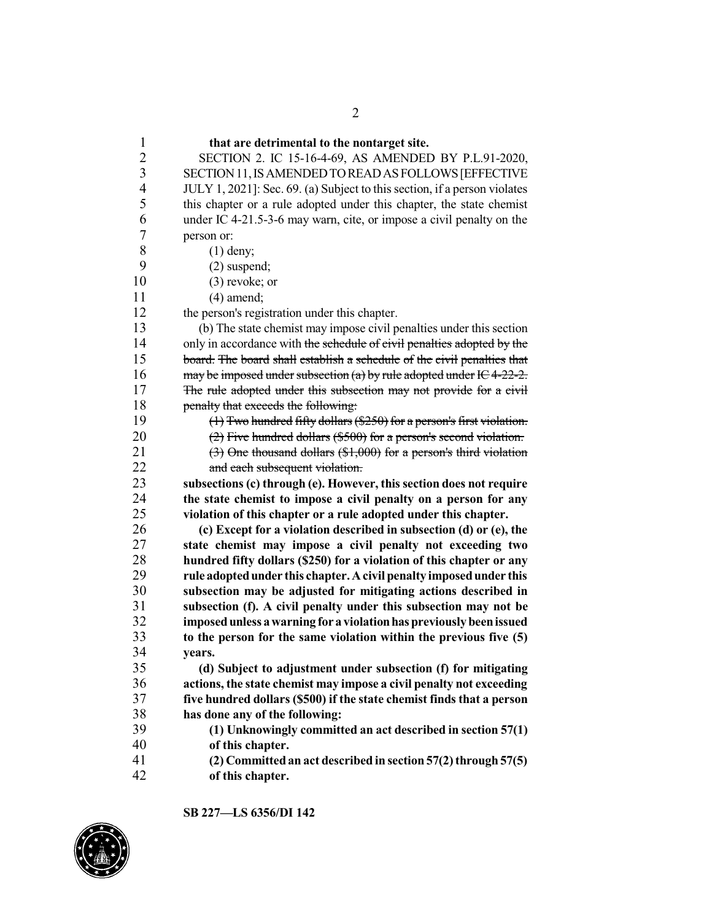**that are detrimental to the nontarget site.**

SECTION 2. IC 15-16-4-69, AS AMENDED BY P.L.91-2020, SECTION 11, IS AMENDED TO READ AS FOLLOWS [EFFECTIVE JULY 1, 2021]: Sec. 69. (a) Subject to this section, if a person violates this chapter or a rule adopted under this chapter, the state chemist under IC 4-21.5-3-6 may warn, cite, or impose a civil penalty on the person or:

(1) deny;

(2) suspend;

(3) revoke; or

(4) amend;

the person's registration under this chapter.

(b) The state chemist may impose civil penalties under this section only in accordance with ~~the schedule of civil penalties adopted by the board. The board shall establish a schedule of the civil penalties that may be imposed under subsection (a) by rule adopted under IC 4-22-2. The rule adopted under this subsection may not provide for a civil penalty that exceeds the following:~~

~~(1) Two hundred fifty dollars ($250) for a person's first violation.~~

~~(2) Five hundred dollars ($500) for a person's second violation.~~

~~(3) One thousand dollars ($1,000) for a person's third violation and each subsequent violation.~~

**subsections (c) through (e). However, this section does not require the state chemist to impose a civil penalty on a person for any violation of this chapter or a rule adopted under this chapter.**

**(c) Except for a violation described in subsection (d) or (e), the state chemist may impose a civil penalty not exceeding two hundred fifty dollars ($250) for a violation of this chapter or any rule adopted under this chapter. A civil penalty imposed under this subsection may be adjusted for mitigating actions described in subsection (f). A civil penalty under this subsection may not be imposed unless a warning for a violation has previously been issued to the person for the same violation within the previous five (5) years.**

**(d) Subject to adjustment under subsection (f) for mitigating actions, the state chemist may impose a civil penalty not exceeding five hundred dollars ($500) if the state chemist finds that a person has done any of the following:**

**(1) Unknowingly committed an act described in section 57(1) of this chapter.**

**(2) Committed an act described in section 57(2) through 57(5) of this chapter.**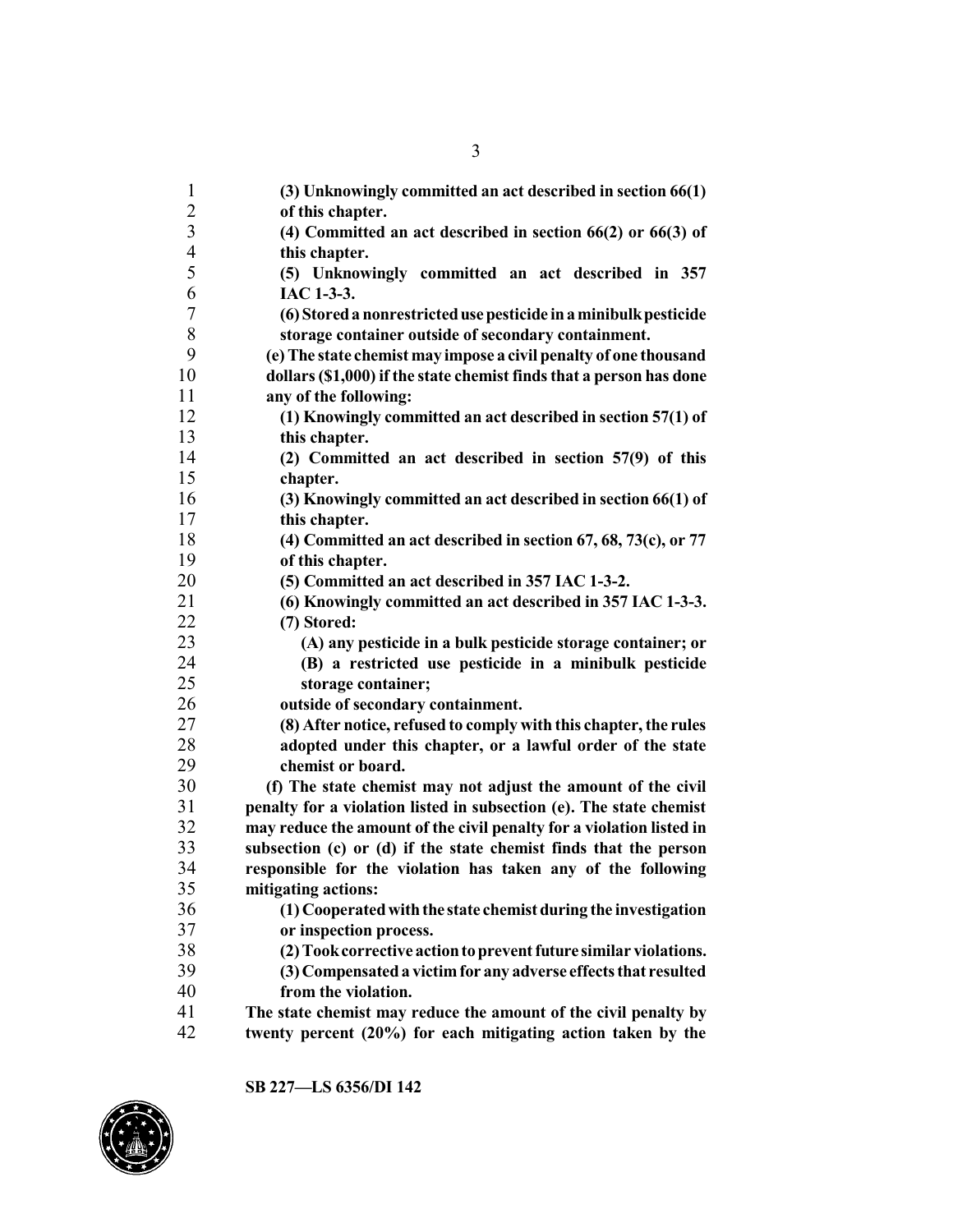**(3) Unknowingly committed an act described in section 66(1) of this chapter.**

**(4) Committed an act described in section 66(2) or 66(3) of this chapter.**

**(5) Unknowingly committed an act described in 357 IAC 1-3-3.**

**(6) Stored a nonrestricted use pesticide in a minibulk pesticide storage container outside of secondary containment.**

**(e) The state chemist may impose a civil penalty of one thousand dollars ($1,000) if the state chemist finds that a person has done any of the following:**

**(1) Knowingly committed an act described in section 57(1) of this chapter.**

**(2) Committed an act described in section 57(9) of this chapter.**

**(3) Knowingly committed an act described in section 66(1) of this chapter.**

**(4) Committed an act described in section 67, 68, 73(c), or 77 of this chapter.**

**(5) Committed an act described in 357 IAC 1-3-2.**

**(6) Knowingly committed an act described in 357 IAC 1-3-3.**

**(7) Stored:**

**(A) any pesticide in a bulk pesticide storage container; or**

**(B) a restricted use pesticide in a minibulk pesticide storage container;**

**outside of secondary containment.**

**(8) After notice, refused to comply with this chapter, the rules adopted under this chapter, or a lawful order of the state chemist or board.**

**(f) The state chemist may not adjust the amount of the civil penalty for a violation listed in subsection (e). The state chemist may reduce the amount of the civil penalty for a violation listed in subsection (c) or (d) if the state chemist finds that the person responsible for the violation has taken any of the following mitigating actions:**

**(1) Cooperated with the state chemist during the investigation or inspection process.**

**(2) Took corrective action to prevent future similar violations.**

**(3) Compensated a victim for any adverse effects that resulted from the violation.**

**The state chemist may reduce the amount of the civil penalty by twenty percent (20%) for each mitigating action taken by the**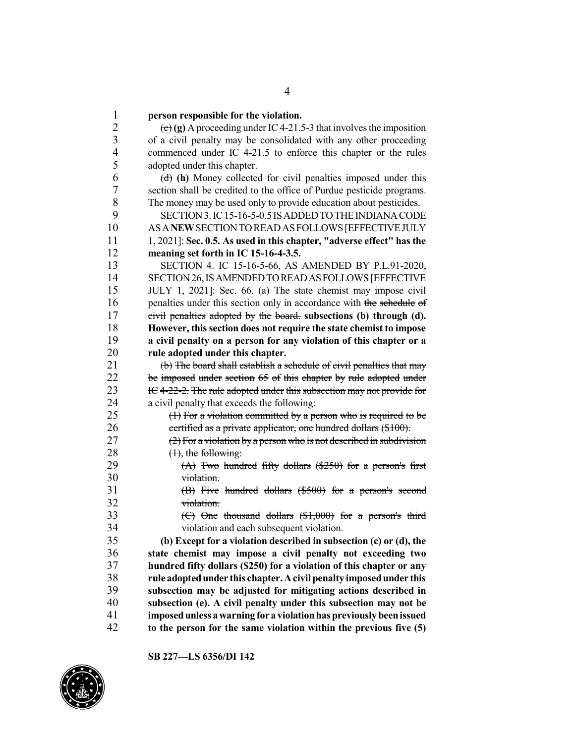**person responsible for the violation.**

~~(c)~~ **(g)** A proceeding under IC 4-21.5-3 that involves the imposition of a civil penalty may be consolidated with any other proceeding commenced under IC 4-21.5 to enforce this chapter or the rules adopted under this chapter.

~~(d)~~ **(h)** Money collected for civil penalties imposed under this section shall be credited to the office of Purdue pesticide programs. The money may be used only to provide education about pesticides.

SECTION 3. IC 15-16-5-0.5 IS ADDED TO THE INDIANA CODE AS A **NEW** SECTION TO READ AS FOLLOWS [EFFECTIVE JULY 1, 2021]: **Sec. 0.5. As used in this chapter, "adverse effect" has the meaning set forth in IC 15-16-4-3.5.**

SECTION 4. IC 15-16-5-66, AS AMENDED BY P.L.91-2020, SECTION 26, IS AMENDED TO READ AS FOLLOWS [EFFECTIVE JULY 1, 2021]: Sec. 66. (a) The state chemist may impose civil penalties under this section only in accordance with ~~the schedule of civil penalties adopted by the board.~~ **subsections (b) through (d). However, this section does not require the state chemist to impose a civil penalty on a person for any violation of this chapter or a rule adopted under this chapter.**

~~(b) The board shall establish a schedule of civil penalties that may be imposed under section 65 of this chapter by rule adopted under IC 4-22-2. The rule adopted under this subsection may not provide for a civil penalty that exceeds the following:~~

~~(1) For a violation committed by a person who is required to be certified as a private applicator, one hundred dollars ($100).~~

~~(2) For a violation by a person who is not described in subdivision (1), the following:~~

~~(A) Two hundred fifty dollars ($250) for a person's first violation.~~

~~(B) Five hundred dollars ($500) for a person's second violation.~~

~~(C) One thousand dollars ($1,000) for a person's third violation and each subsequent violation.~~

**(b) Except for a violation described in subsection (c) or (d), the state chemist may impose a civil penalty not exceeding two hundred fifty dollars ($250) for a violation of this chapter or any rule adopted under this chapter. A civil penalty imposed under this subsection may be adjusted for mitigating actions described in subsection (e). A civil penalty under this subsection may not be imposed unless a warning for a violation has previously been issued to the person for the same violation within the previous five (5)**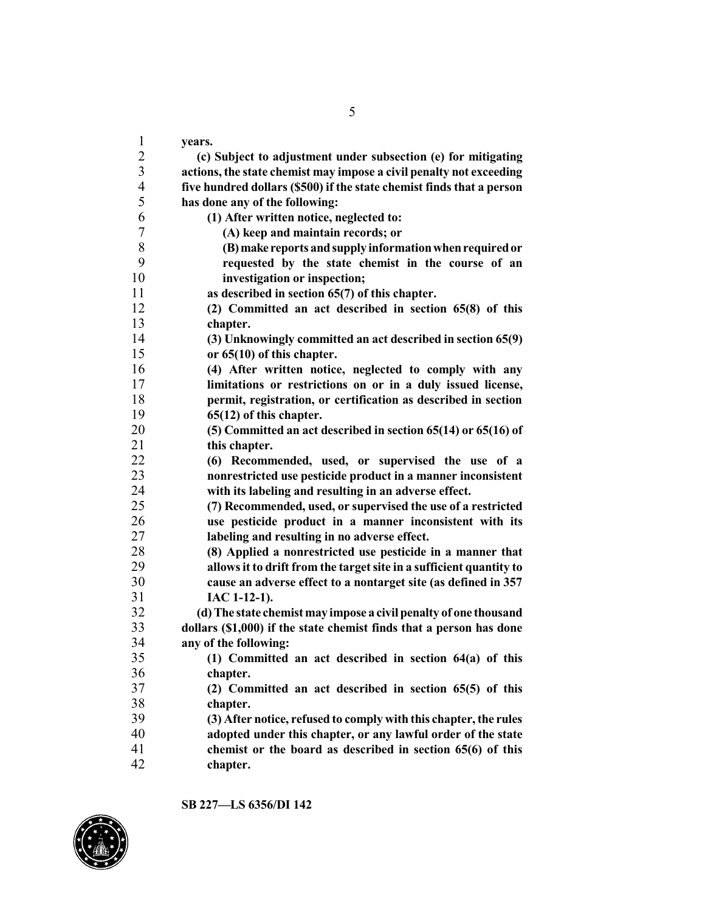**years.**

**(c) Subject to adjustment under subsection (e) for mitigating actions, the state chemist may impose a civil penalty not exceeding five hundred dollars ($500) if the state chemist finds that a person has done any of the following:**

**(1) After written notice, neglected to:**

**(A) keep and maintain records; or**

**(B) make reports and supply information when required or requested by the state chemist in the course of an investigation or inspection;**

**as described in section 65(7) of this chapter.**

**(2) Committed an act described in section 65(8) of this chapter.**

**(3) Unknowingly committed an act described in section 65(9) or 65(10) of this chapter.**

**(4) After written notice, neglected to comply with any limitations or restrictions on or in a duly issued license, permit, registration, or certification as described in section 65(12) of this chapter.**

**(5) Committed an act described in section 65(14) or 65(16) of this chapter.**

**(6) Recommended, used, or supervised the use of a nonrestricted use pesticide product in a manner inconsistent with its labeling and resulting in an adverse effect.**

**(7) Recommended, used, or supervised the use of a restricted use pesticide product in a manner inconsistent with its labeling and resulting in no adverse effect.**

**(8) Applied a nonrestricted use pesticide in a manner that allows it to drift from the target site in a sufficient quantity to cause an adverse effect to a nontarget site (as defined in 357 IAC 1-12-1).**

**(d) The state chemist may impose a civil penalty of one thousand dollars ($1,000) if the state chemist finds that a person has done any of the following:**

**(1) Committed an act described in section 64(a) of this chapter.**

**(2) Committed an act described in section 65(5) of this chapter.**

**(3) After notice, refused to comply with this chapter, the rules adopted under this chapter, or any lawful order of the state chemist or the board as described in section 65(6) of this chapter.**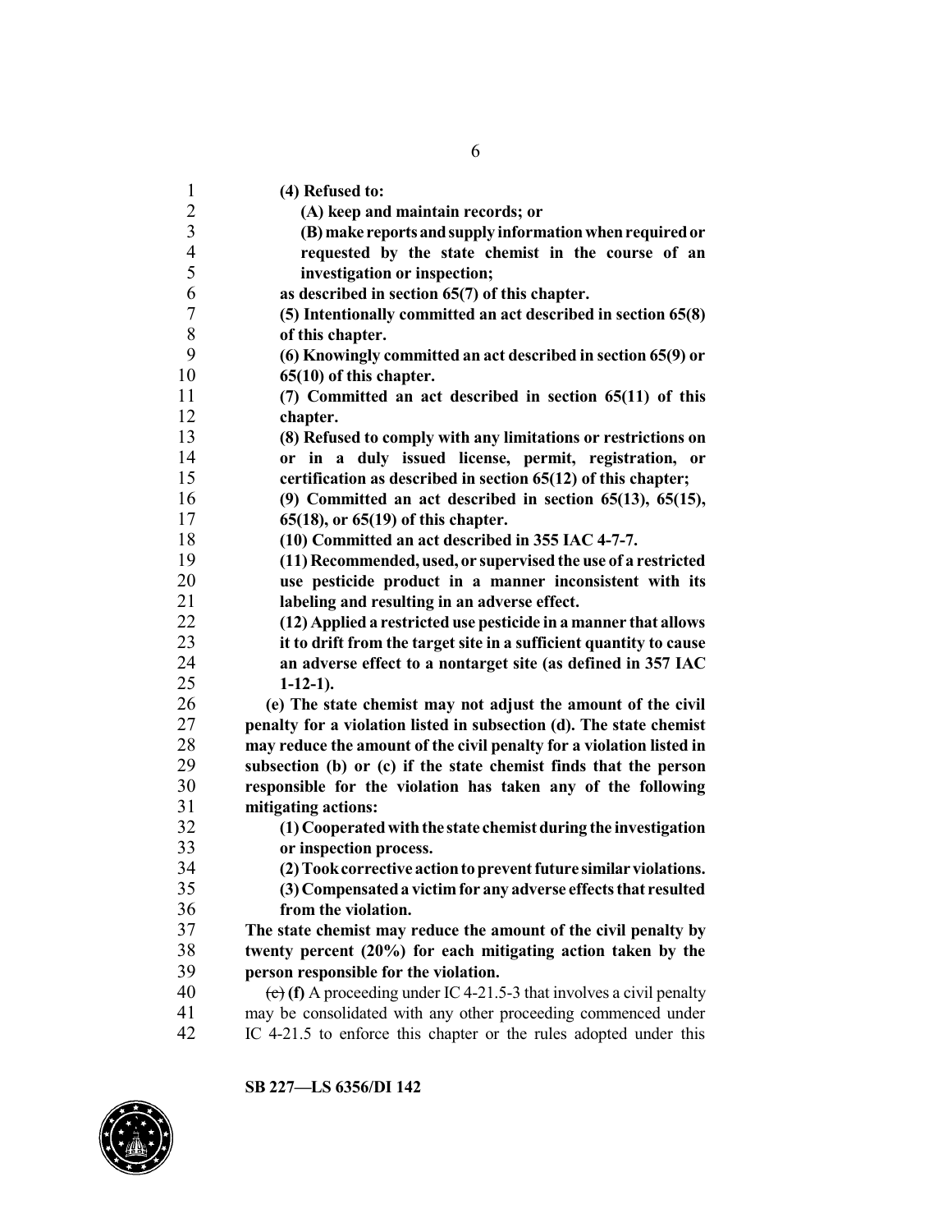**(4) Refused to:**

**(A) keep and maintain records; or**

**(B) make reports and supply information when required or requested by the state chemist in the course of an investigation or inspection;**

**as described in section 65(7) of this chapter.**

**(5) Intentionally committed an act described in section 65(8) of this chapter.**

**(6) Knowingly committed an act described in section 65(9) or 65(10) of this chapter.**

**(7) Committed an act described in section 65(11) of this chapter.**

**(8) Refused to comply with any limitations or restrictions on or in a duly issued license, permit, registration, or certification as described in section 65(12) of this chapter;**

**(9) Committed an act described in section 65(13), 65(15), 65(18), or 65(19) of this chapter.**

**(10) Committed an act described in 355 IAC 4-7-7.**

**(11) Recommended, used, or supervised the use of a restricted use pesticide product in a manner inconsistent with its labeling and resulting in an adverse effect.**

**(12) Applied a restricted use pesticide in a manner that allows it to drift from the target site in a sufficient quantity to cause an adverse effect to a nontarget site (as defined in 357 IAC 1-12-1).**

**(e) The state chemist may not adjust the amount of the civil penalty for a violation listed in subsection (d). The state chemist may reduce the amount of the civil penalty for a violation listed in subsection (b) or (c) if the state chemist finds that the person responsible for the violation has taken any of the following mitigating actions:**

**(1) Cooperated with the state chemist during the investigation or inspection process.**

**(2) Took corrective action to prevent future similar violations.**

**(3) Compensated a victim for any adverse effects that resulted from the violation.**

**The state chemist may reduce the amount of the civil penalty by twenty percent (20%) for each mitigating action taken by the person responsible for the violation.**

~~(e)~~ **(f)** A proceeding under IC 4-21.5-3 that involves a civil penalty may be consolidated with any other proceeding commenced under IC 4-21.5 to enforce this chapter or the rules adopted under this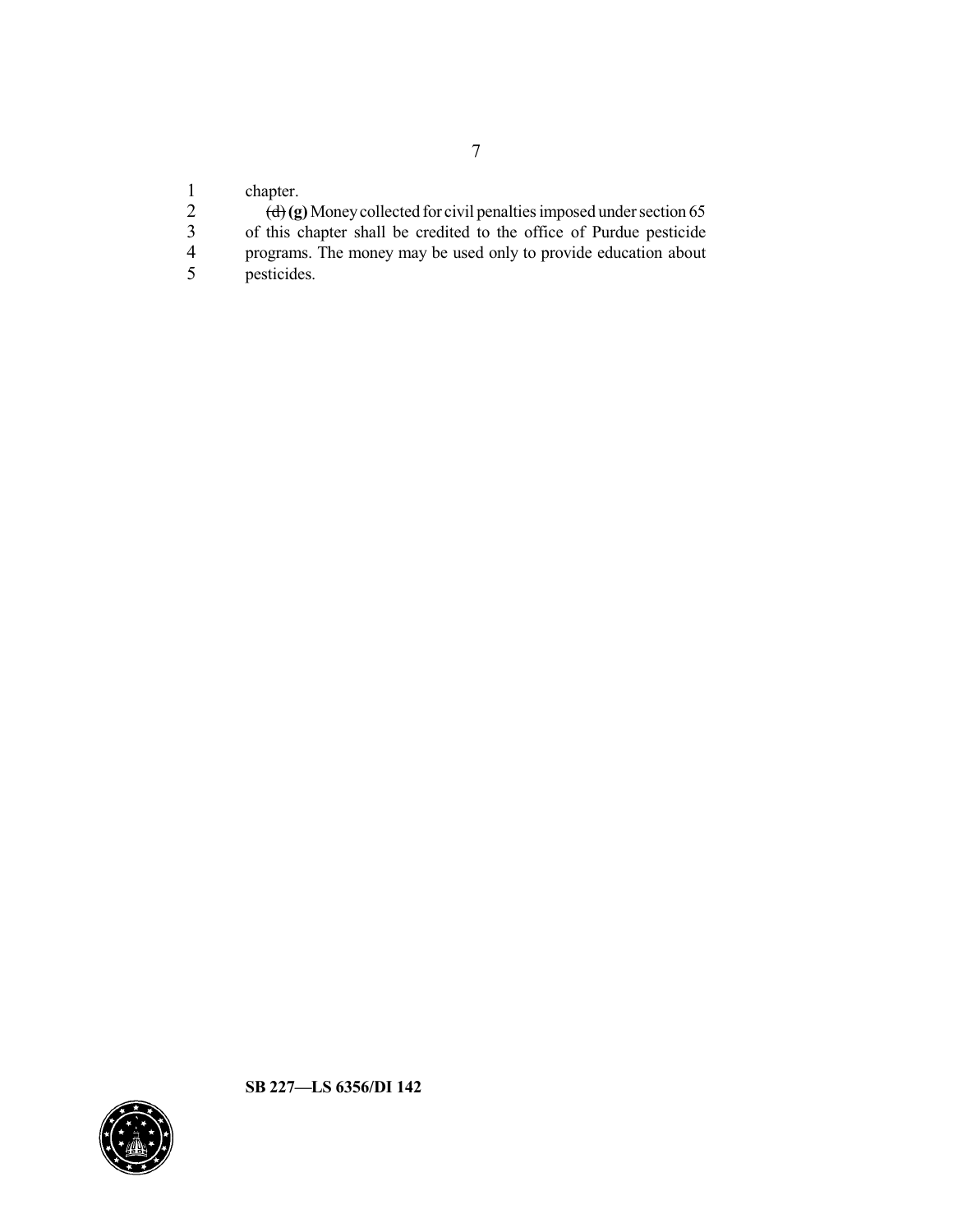chapter.

~~(d)~~ **(g)** Money collected for civil penalties imposed under section 65 of this chapter shall be credited to the office of Purdue pesticide programs. The money may be used only to provide education about pesticides.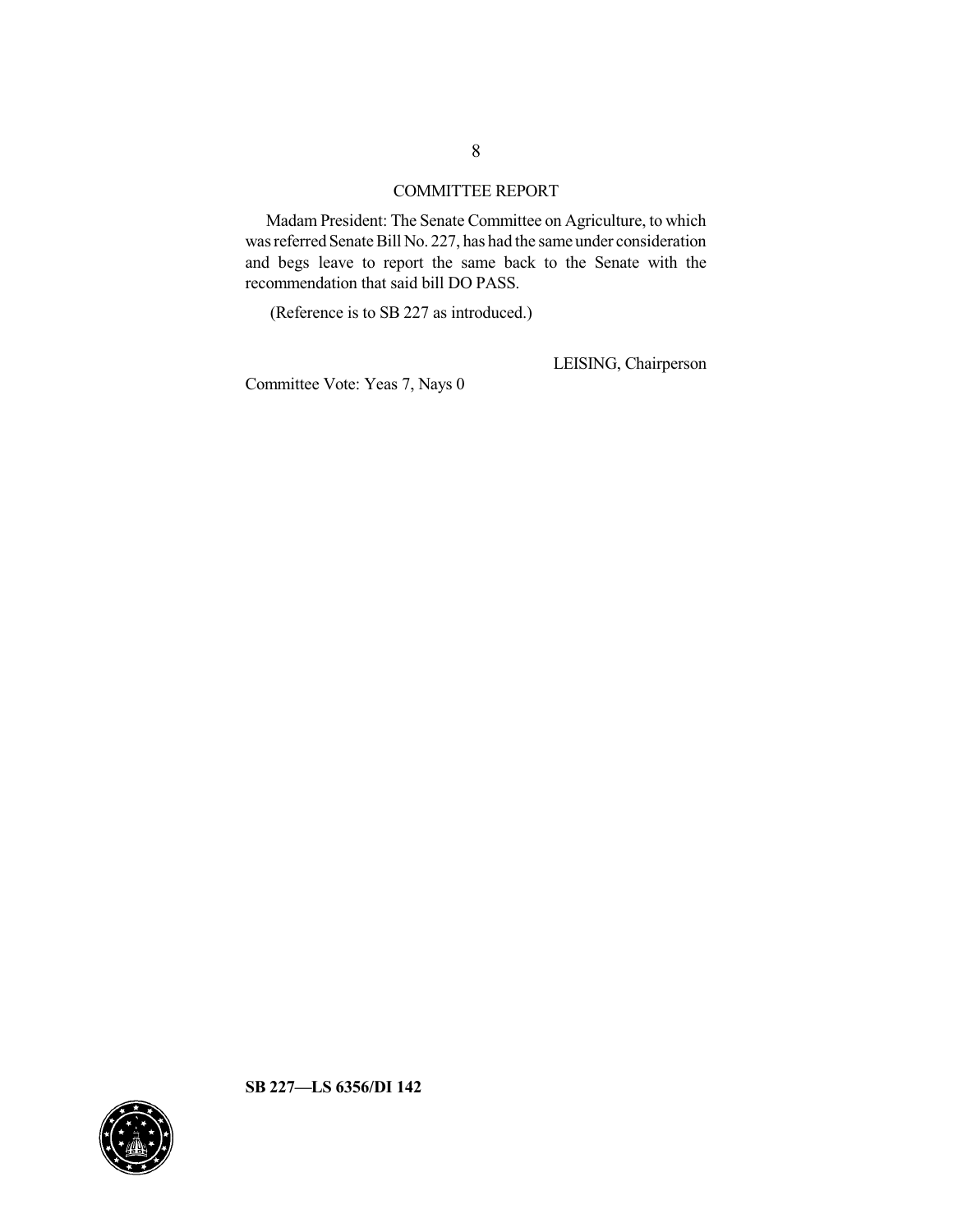## COMMITTEE REPORT

Madam President: The Senate Committee on Agriculture, to which was referred Senate Bill No. 227, has had the same under consideration and begs leave to report the same back to the Senate with the recommendation that said bill DO PASS.

(Reference is to SB 227 as introduced.)

LEISING, Chairperson

Committee Vote: Yeas 7, Nays 0